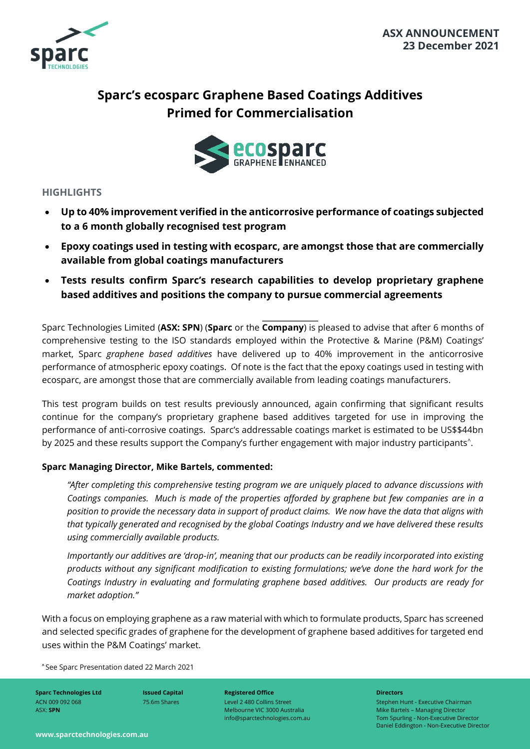**ASX ANNOUNCEMENT**
**23 December 2021**

# Sparc's ecosparc Graphene Based Coatings Additives Primed for Commercialisation

## HIGHLIGHTS

- **Up to 40% improvement verified in the anticorrosive performance of coatings subjected to a 6 month globally recognised test program**
- **Epoxy coatings used in testing with ecosparc, are amongst those that are commercially available from global coatings manufacturers**
- **Tests results confirm Sparc's research capabilities to develop proprietary graphene based additives and positions the company to pursue commercial agreements**

---

Sparc Technologies Limited (**ASX: SPN**) (**Sparc** or the **Company**) is pleased to advise that after 6 months of comprehensive testing to the ISO standards employed within the Protective & Marine (P&M) Coatings' market, Sparc *graphene based additives* have delivered up to 40% improvement in the anticorrosive performance of atmospheric epoxy coatings. Of note is the fact that the epoxy coatings used in testing with ecosparc, are amongst those that are commercially available from leading coatings manufacturers.

This test program builds on test results previously announced, again confirming that significant results continue for the company's proprietary graphene based additives targeted for use in improving the performance of anti-corrosive coatings. Sparc's addressable coatings market is estimated to be US$$44bn by 2025 and these results support the Company's further engagement with major industry participants^.

**Sparc Managing Director, Mike Bartels, commented:**

> *"After completing this comprehensive testing program we are uniquely placed to advance discussions with Coatings companies. Much is made of the properties afforded by graphene but few companies are in a position to provide the necessary data in support of product claims. We now have the data that aligns with that typically generated and recognised by the global Coatings Industry and we have delivered these results using commercially available products.*
>
> *Importantly our additives are 'drop-in', meaning that our products can be readily incorporated into existing products without any significant modification to existing formulations; we've done the hard work for the Coatings Industry in evaluating and formulating graphene based additives. Our products are ready for market adoption."*

With a focus on employing graphene as a raw material with which to formulate products, Sparc has screened and selected specific grades of graphene for the development of graphene based additives for targeted end uses within the P&M Coatings' market.

^ See Sparc Presentation dated 22 March 2021

**Sparc Technologies Ltd**
ACN 009 092 068
ASX: **SPN**

**Issued Capital**
75.6m Shares

**Registered Office**
Level 2 480 Collins Street
Melbourne VIC 3000 Australia
info@sparctechnologies.com.au

**Directors**
Stephen Hunt - Executive Chairman
Mike Bartels – Managing Director
Tom Spurling - Non-Executive Director
Daniel Eddington - Non-Executive Director

www.sparctechnologies.com.au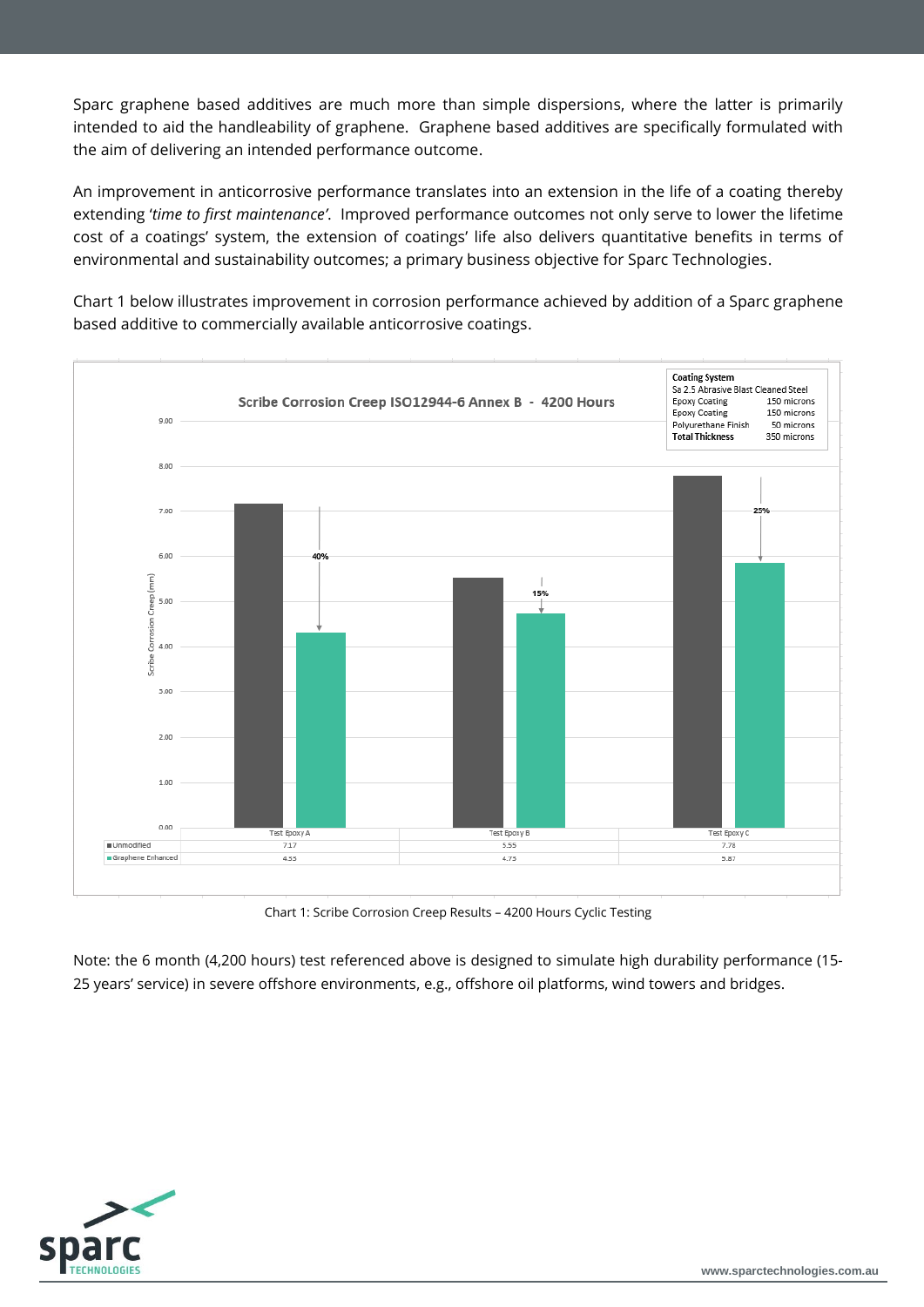Sparc graphene based additives are much more than simple dispersions, where the latter is primarily intended to aid the handleability of graphene. Graphene based additives are specifically formulated with the aim of delivering an intended performance outcome.

An improvement in anticorrosive performance translates into an extension in the life of a coating thereby extending '*time to first maintenance'.* Improved performance outcomes not only serve to lower the lifetime cost of a coatings' system, the extension of coatings' life also delivers quantitative benefits in terms of environmental and sustainability outcomes; a primary business objective for Sparc Technologies.

Chart 1 below illustrates improvement in corrosion performance achieved by addition of a Sparc graphene based additive to commercially available anticorrosive coatings.

**Scribe Corrosion Creep ISO12944-6 Annex B - 4200 Hours**

| **Coating System** | |
|---|---|
| Sa 2.5 Abrasive Blast Cleaned Steel | |
| Epoxy Coating | 150 microns |
| Epoxy Coating | 150 microns |
| Polyurethane Finish | 50 microns |
| **Total Thickness** | 350 microns |

Scribe Corrosion Creep (mm)

| | Test Epoxy A | Test Epoxy B | Test Epoxy C |
|---|---|---|---|
| Unmodified | 7.17 | 5.55 | 7.78 |
| Graphene Enhanced | 4.33 | 4.73 | 5.87 |
| Improvement | 40% | 15% | 25% |

Chart 1: Scribe Corrosion Creep Results – 4200 Hours Cyclic Testing

Note: the 6 month (4,200 hours) test referenced above is designed to simulate high durability performance (15-25 years' service) in severe offshore environments, e.g., offshore oil platforms, wind towers and bridges.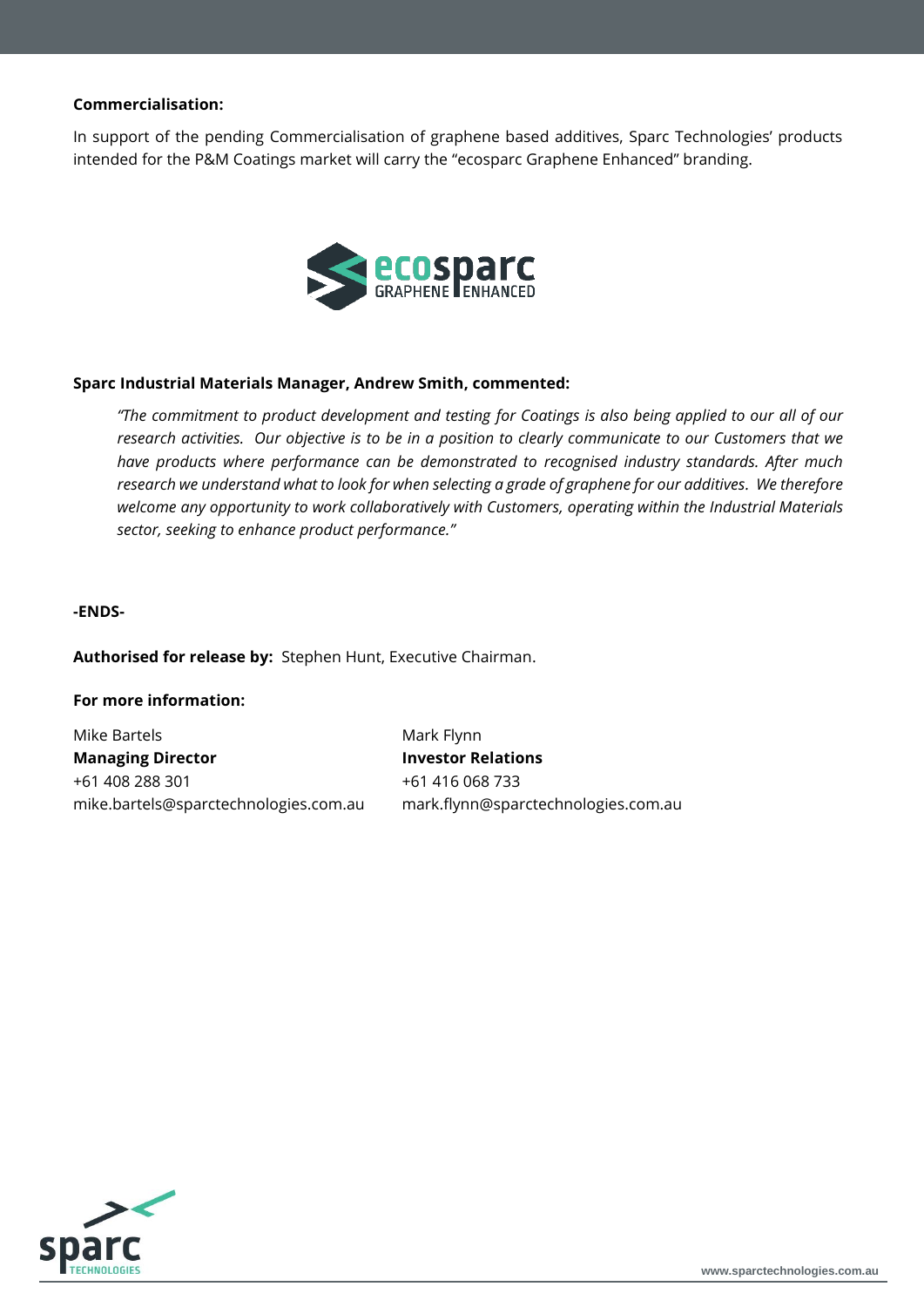**Commercialisation:**

In support of the pending Commercialisation of graphene based additives, Sparc Technologies' products intended for the P&M Coatings market will carry the "ecosparc Graphene Enhanced" branding.

**Sparc Industrial Materials Manager, Andrew Smith, commented:**

*"The commitment to product development and testing for Coatings is also being applied to our all of our research activities. Our objective is to be in a position to clearly communicate to our Customers that we have products where performance can be demonstrated to recognised industry standards. After much research we understand what to look for when selecting a grade of graphene for our additives. We therefore welcome any opportunity to work collaboratively with Customers, operating within the Industrial Materials sector, seeking to enhance product performance."*

**-ENDS-**

**Authorised for release by:** Stephen Hunt, Executive Chairman.

**For more information:**

Mike Bartels
**Managing Director**
+61 408 288 301
mike.bartels@sparctechnologies.com.au

Mark Flynn
**Investor Relations**
+61 416 068 733
mark.flynn@sparctechnologies.com.au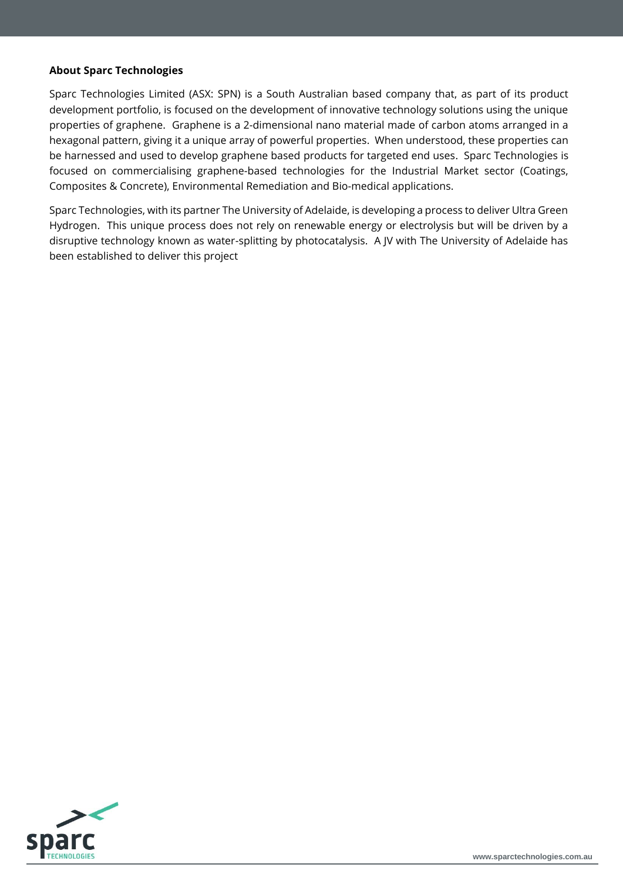**About Sparc Technologies**

Sparc Technologies Limited (ASX: SPN) is a South Australian based company that, as part of its product development portfolio, is focused on the development of innovative technology solutions using the unique properties of graphene. Graphene is a 2-dimensional nano material made of carbon atoms arranged in a hexagonal pattern, giving it a unique array of powerful properties. When understood, these properties can be harnessed and used to develop graphene based products for targeted end uses. Sparc Technologies is focused on commercialising graphene-based technologies for the Industrial Market sector (Coatings, Composites & Concrete), Environmental Remediation and Bio-medical applications.

Sparc Technologies, with its partner The University of Adelaide, is developing a process to deliver Ultra Green Hydrogen. This unique process does not rely on renewable energy or electrolysis but will be driven by a disruptive technology known as water-splitting by photocatalysis. A JV with The University of Adelaide has been established to deliver this project